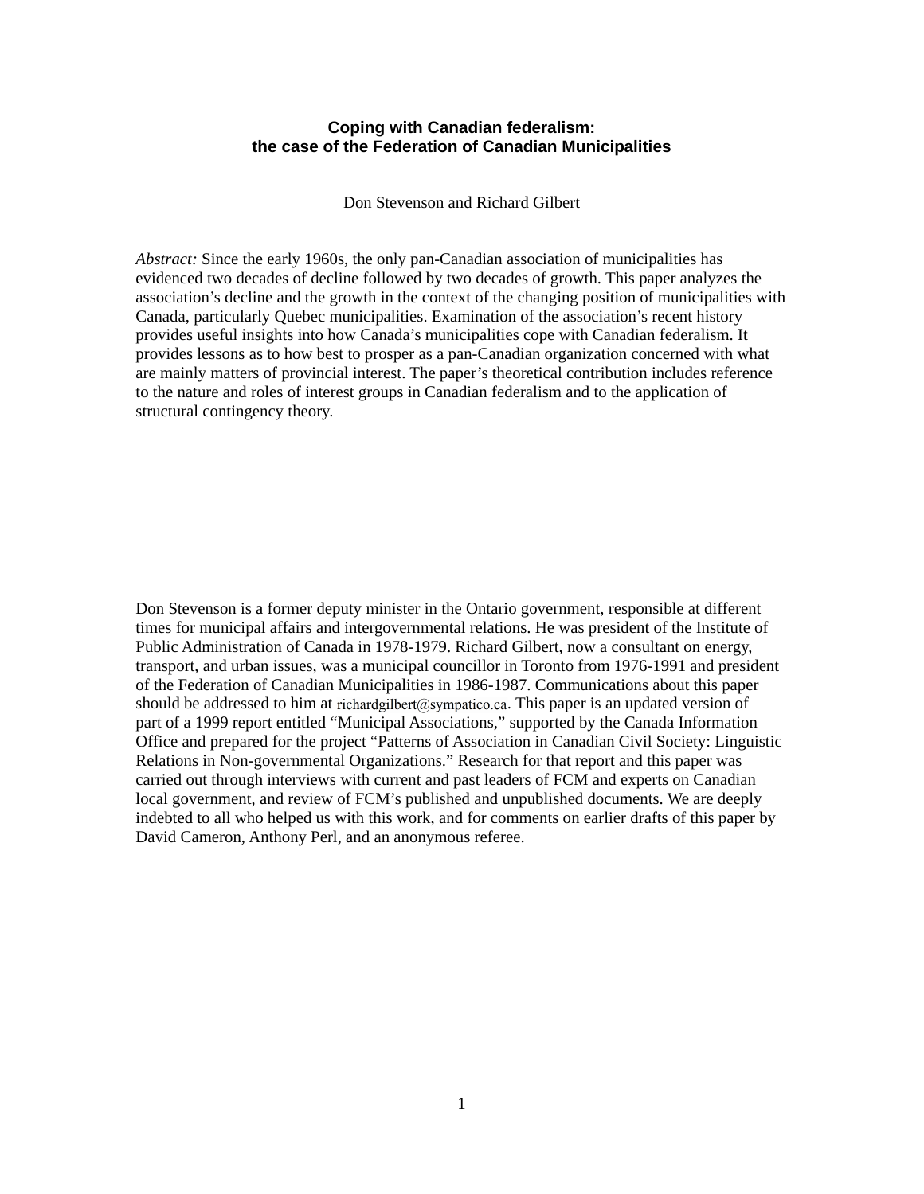# Coping with Canadian federalism:
# the case of the Federation of Canadian Municipalities

Don Stevenson and Richard Gilbert

*Abstract:* Since the early 1960s, the only pan-Canadian association of municipalities has evidenced two decades of decline followed by two decades of growth. This paper analyzes the association's decline and the growth in the context of the changing position of municipalities with Canada, particularly Quebec municipalities. Examination of the association's recent history provides useful insights into how Canada's municipalities cope with Canadian federalism. It provides lessons as to how best to prosper as a pan-Canadian organization concerned with what are mainly matters of provincial interest. The paper's theoretical contribution includes reference to the nature and roles of interest groups in Canadian federalism and to the application of structural contingency theory.

Don Stevenson is a former deputy minister in the Ontario government, responsible at different times for municipal affairs and intergovernmental relations. He was president of the Institute of Public Administration of Canada in 1978-1979. Richard Gilbert, now a consultant on energy, transport, and urban issues, was a municipal councillor in Toronto from 1976-1991 and president of the Federation of Canadian Municipalities in 1986-1987. Communications about this paper should be addressed to him at richardgilbert@sympatico.ca. This paper is an updated version of part of a 1999 report entitled "Municipal Associations," supported by the Canada Information Office and prepared for the project "Patterns of Association in Canadian Civil Society: Linguistic Relations in Non-governmental Organizations." Research for that report and this paper was carried out through interviews with current and past leaders of FCM and experts on Canadian local government, and review of FCM's published and unpublished documents. We are deeply indebted to all who helped us with this work, and for comments on earlier drafts of this paper by David Cameron, Anthony Perl, and an anonymous referee.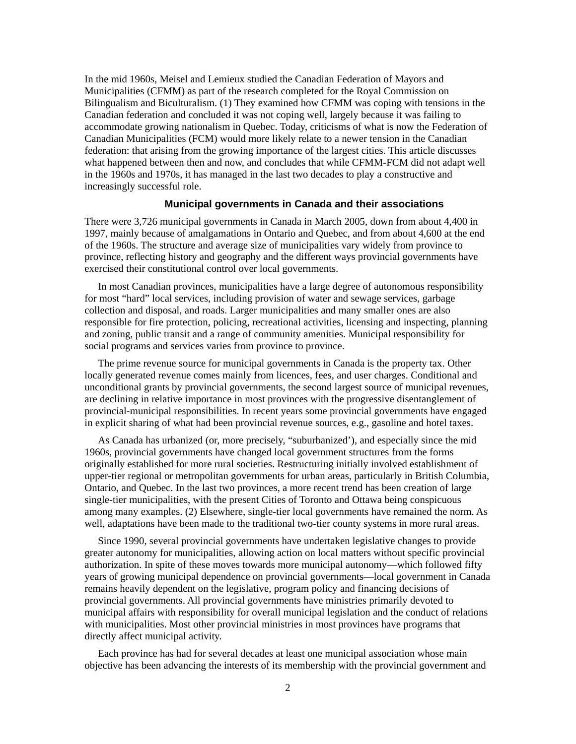In the mid 1960s, Meisel and Lemieux studied the Canadian Federation of Mayors and Municipalities (CFMM) as part of the research completed for the Royal Commission on Bilingualism and Biculturalism. (1) They examined how CFMM was coping with tensions in the Canadian federation and concluded it was not coping well, largely because it was failing to accommodate growing nationalism in Quebec. Today, criticisms of what is now the Federation of Canadian Municipalities (FCM) would more likely relate to a newer tension in the Canadian federation: that arising from the growing importance of the largest cities. This article discusses what happened between then and now, and concludes that while CFMM-FCM did not adapt well in the 1960s and 1970s, it has managed in the last two decades to play a constructive and increasingly successful role.

## Municipal governments in Canada and their associations

There were 3,726 municipal governments in Canada in March 2005, down from about 4,400 in 1997, mainly because of amalgamations in Ontario and Quebec, and from about 4,600 at the end of the 1960s. The structure and average size of municipalities vary widely from province to province, reflecting history and geography and the different ways provincial governments have exercised their constitutional control over local governments.

In most Canadian provinces, municipalities have a large degree of autonomous responsibility for most "hard" local services, including provision of water and sewage services, garbage collection and disposal, and roads. Larger municipalities and many smaller ones are also responsible for fire protection, policing, recreational activities, licensing and inspecting, planning and zoning, public transit and a range of community amenities. Municipal responsibility for social programs and services varies from province to province.

The prime revenue source for municipal governments in Canada is the property tax. Other locally generated revenue comes mainly from licences, fees, and user charges. Conditional and unconditional grants by provincial governments, the second largest source of municipal revenues, are declining in relative importance in most provinces with the progressive disentanglement of provincial-municipal responsibilities. In recent years some provincial governments have engaged in explicit sharing of what had been provincial revenue sources, e.g., gasoline and hotel taxes.

As Canada has urbanized (or, more precisely, "suburbanized'), and especially since the mid 1960s, provincial governments have changed local government structures from the forms originally established for more rural societies. Restructuring initially involved establishment of upper-tier regional or metropolitan governments for urban areas, particularly in British Columbia, Ontario, and Quebec. In the last two provinces, a more recent trend has been creation of large single-tier municipalities, with the present Cities of Toronto and Ottawa being conspicuous among many examples. (2) Elsewhere, single-tier local governments have remained the norm. As well, adaptations have been made to the traditional two-tier county systems in more rural areas.

Since 1990, several provincial governments have undertaken legislative changes to provide greater autonomy for municipalities, allowing action on local matters without specific provincial authorization. In spite of these moves towards more municipal autonomy—which followed fifty years of growing municipal dependence on provincial governments—local government in Canada remains heavily dependent on the legislative, program policy and financing decisions of provincial governments. All provincial governments have ministries primarily devoted to municipal affairs with responsibility for overall municipal legislation and the conduct of relations with municipalities. Most other provincial ministries in most provinces have programs that directly affect municipal activity.

Each province has had for several decades at least one municipal association whose main objective has been advancing the interests of its membership with the provincial government and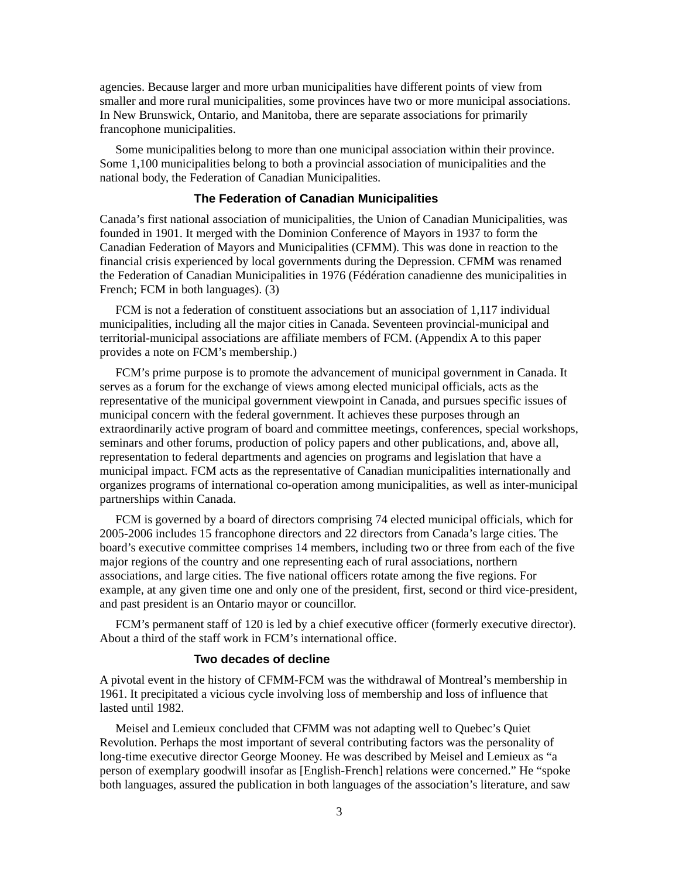agencies. Because larger and more urban municipalities have different points of view from smaller and more rural municipalities, some provinces have two or more municipal associations. In New Brunswick, Ontario, and Manitoba, there are separate associations for primarily francophone municipalities.

Some municipalities belong to more than one municipal association within their province. Some 1,100 municipalities belong to both a provincial association of municipalities and the national body, the Federation of Canadian Municipalities.

### The Federation of Canadian Municipalities

Canada's first national association of municipalities, the Union of Canadian Municipalities, was founded in 1901. It merged with the Dominion Conference of Mayors in 1937 to form the Canadian Federation of Mayors and Municipalities (CFMM). This was done in reaction to the financial crisis experienced by local governments during the Depression. CFMM was renamed the Federation of Canadian Municipalities in 1976 (Fédération canadienne des municipalités in French; FCM in both languages). (3)

FCM is not a federation of constituent associations but an association of 1,117 individual municipalities, including all the major cities in Canada. Seventeen provincial-municipal and territorial-municipal associations are affiliate members of FCM. (Appendix A to this paper provides a note on FCM's membership.)

FCM's prime purpose is to promote the advancement of municipal government in Canada. It serves as a forum for the exchange of views among elected municipal officials, acts as the representative of the municipal government viewpoint in Canada, and pursues specific issues of municipal concern with the federal government. It achieves these purposes through an extraordinarily active program of board and committee meetings, conferences, special workshops, seminars and other forums, production of policy papers and other publications, and, above all, representation to federal departments and agencies on programs and legislation that have a municipal impact. FCM acts as the representative of Canadian municipalities internationally and organizes programs of international co-operation among municipalities, as well as inter-municipal partnerships within Canada.

FCM is governed by a board of directors comprising 74 elected municipal officials, which for 2005-2006 includes 15 francophone directors and 22 directors from Canada's large cities. The board's executive committee comprises 14 members, including two or three from each of the five major regions of the country and one representing each of rural associations, northern associations, and large cities. The five national officers rotate among the five regions. For example, at any given time one and only one of the president, first, second or third vice-president, and past president is an Ontario mayor or councillor.

FCM's permanent staff of 120 is led by a chief executive officer (formerly executive director). About a third of the staff work in FCM's international office.

### Two decades of decline

A pivotal event in the history of CFMM-FCM was the withdrawal of Montreal's membership in 1961. It precipitated a vicious cycle involving loss of membership and loss of influence that lasted until 1982.

Meisel and Lemieux concluded that CFMM was not adapting well to Quebec's Quiet Revolution. Perhaps the most important of several contributing factors was the personality of long-time executive director George Mooney. He was described by Meisel and Lemieux as "a person of exemplary goodwill insofar as [English-French] relations were concerned." He "spoke both languages, assured the publication in both languages of the association's literature, and saw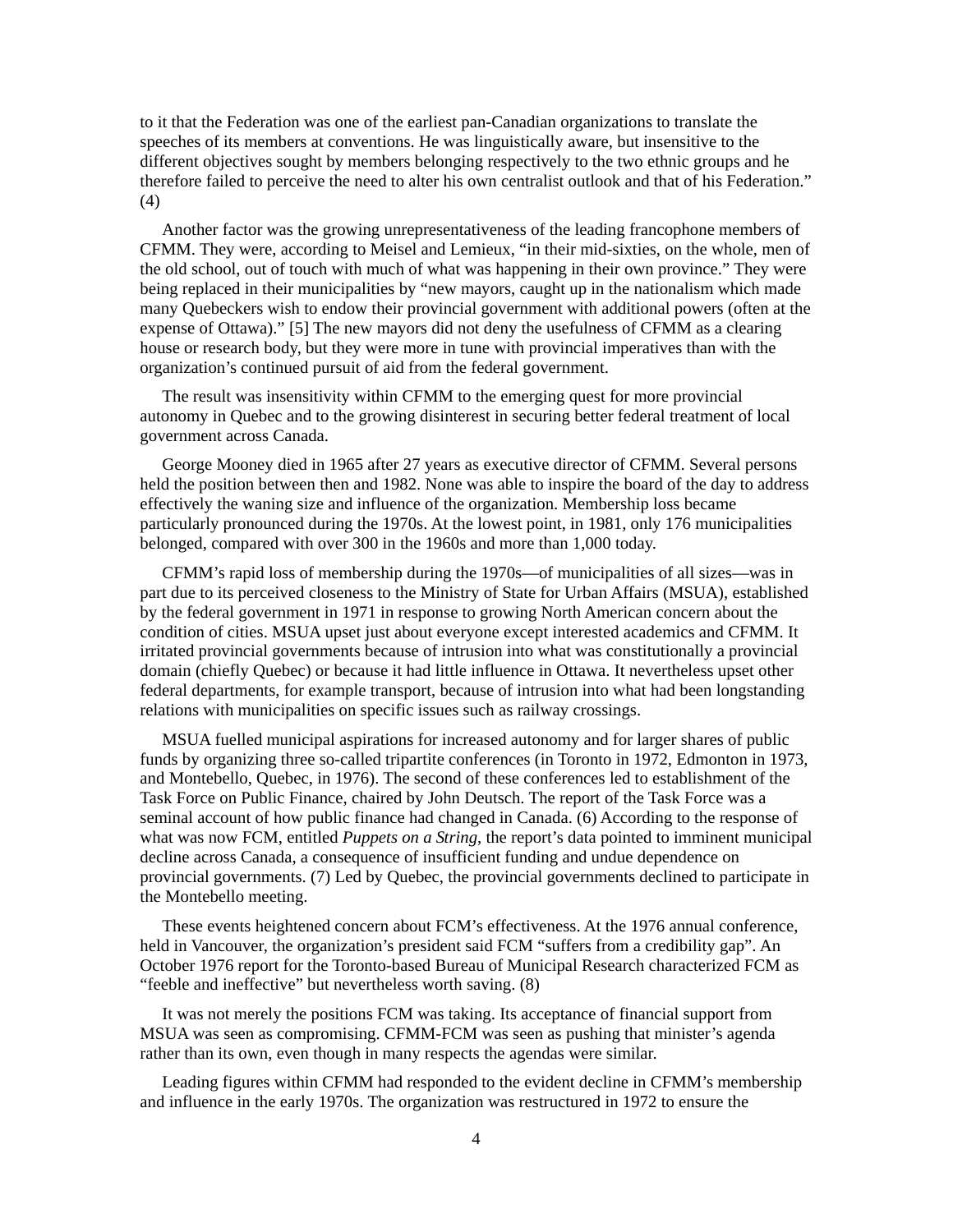to it that the Federation was one of the earliest pan-Canadian organizations to translate the speeches of its members at conventions. He was linguistically aware, but insensitive to the different objectives sought by members belonging respectively to the two ethnic groups and he therefore failed to perceive the need to alter his own centralist outlook and that of his Federation." (4)

Another factor was the growing unrepresentativeness of the leading francophone members of CFMM. They were, according to Meisel and Lemieux, "in their mid-sixties, on the whole, men of the old school, out of touch with much of what was happening in their own province." They were being replaced in their municipalities by "new mayors, caught up in the nationalism which made many Quebeckers wish to endow their provincial government with additional powers (often at the expense of Ottawa)." [5] The new mayors did not deny the usefulness of CFMM as a clearing house or research body, but they were more in tune with provincial imperatives than with the organization's continued pursuit of aid from the federal government.

The result was insensitivity within CFMM to the emerging quest for more provincial autonomy in Quebec and to the growing disinterest in securing better federal treatment of local government across Canada.

George Mooney died in 1965 after 27 years as executive director of CFMM. Several persons held the position between then and 1982. None was able to inspire the board of the day to address effectively the waning size and influence of the organization. Membership loss became particularly pronounced during the 1970s. At the lowest point, in 1981, only 176 municipalities belonged, compared with over 300 in the 1960s and more than 1,000 today.

CFMM's rapid loss of membership during the 1970s—of municipalities of all sizes—was in part due to its perceived closeness to the Ministry of State for Urban Affairs (MSUA), established by the federal government in 1971 in response to growing North American concern about the condition of cities. MSUA upset just about everyone except interested academics and CFMM. It irritated provincial governments because of intrusion into what was constitutionally a provincial domain (chiefly Quebec) or because it had little influence in Ottawa. It nevertheless upset other federal departments, for example transport, because of intrusion into what had been longstanding relations with municipalities on specific issues such as railway crossings.

MSUA fuelled municipal aspirations for increased autonomy and for larger shares of public funds by organizing three so-called tripartite conferences (in Toronto in 1972, Edmonton in 1973, and Montebello, Quebec, in 1976). The second of these conferences led to establishment of the Task Force on Public Finance, chaired by John Deutsch. The report of the Task Force was a seminal account of how public finance had changed in Canada. (6) According to the response of what was now FCM, entitled *Puppets on a String*, the report's data pointed to imminent municipal decline across Canada, a consequence of insufficient funding and undue dependence on provincial governments. (7) Led by Quebec, the provincial governments declined to participate in the Montebello meeting.

These events heightened concern about FCM's effectiveness. At the 1976 annual conference, held in Vancouver, the organization's president said FCM "suffers from a credibility gap". An October 1976 report for the Toronto-based Bureau of Municipal Research characterized FCM as "feeble and ineffective" but nevertheless worth saving. (8)

It was not merely the positions FCM was taking. Its acceptance of financial support from MSUA was seen as compromising. CFMM-FCM was seen as pushing that minister's agenda rather than its own, even though in many respects the agendas were similar.

Leading figures within CFMM had responded to the evident decline in CFMM's membership and influence in the early 1970s. The organization was restructured in 1972 to ensure the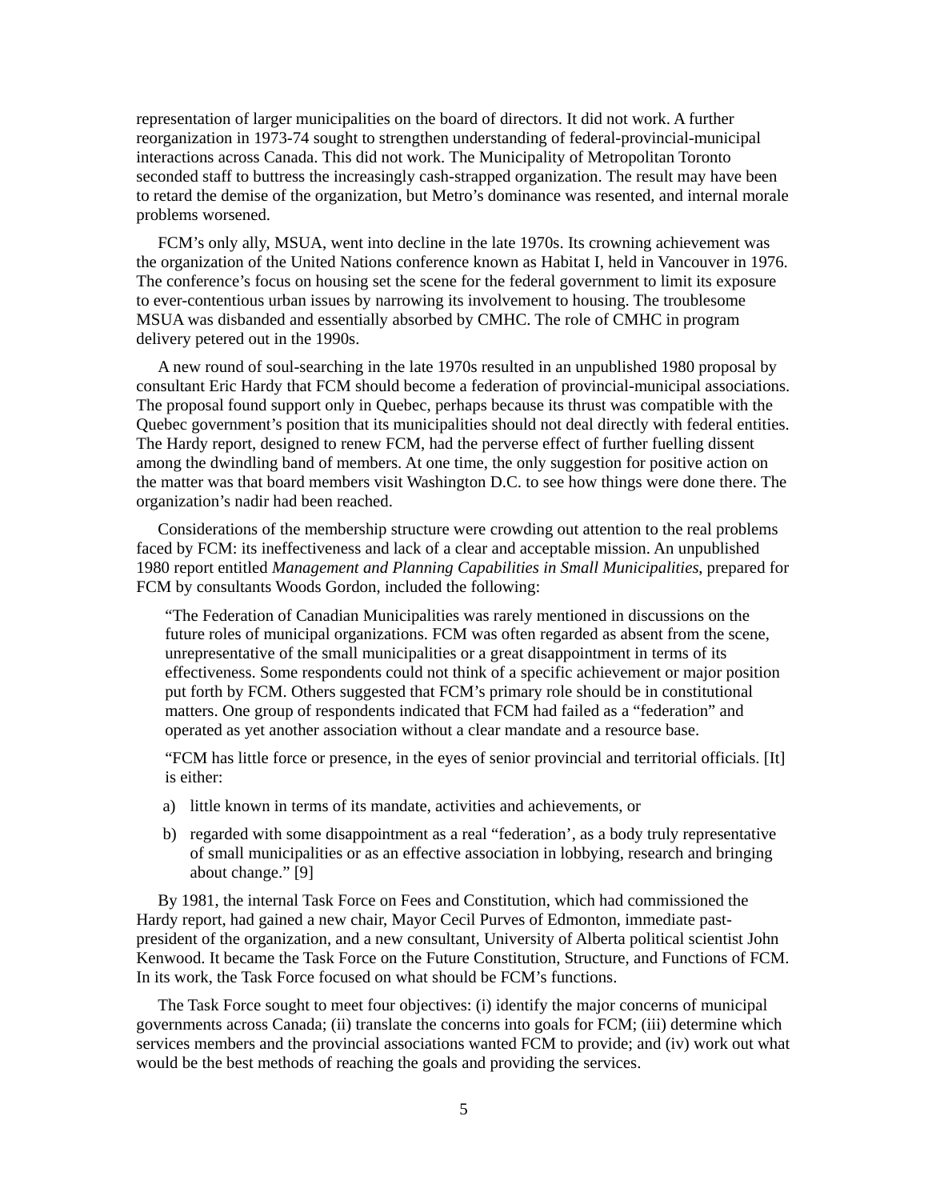representation of larger municipalities on the board of directors. It did not work. A further reorganization in 1973-74 sought to strengthen understanding of federal-provincial-municipal interactions across Canada. This did not work. The Municipality of Metropolitan Toronto seconded staff to buttress the increasingly cash-strapped organization. The result may have been to retard the demise of the organization, but Metro's dominance was resented, and internal morale problems worsened.

FCM's only ally, MSUA, went into decline in the late 1970s. Its crowning achievement was the organization of the United Nations conference known as Habitat I, held in Vancouver in 1976. The conference's focus on housing set the scene for the federal government to limit its exposure to ever-contentious urban issues by narrowing its involvement to housing. The troublesome MSUA was disbanded and essentially absorbed by CMHC. The role of CMHC in program delivery petered out in the 1990s.

A new round of soul-searching in the late 1970s resulted in an unpublished 1980 proposal by consultant Eric Hardy that FCM should become a federation of provincial-municipal associations. The proposal found support only in Quebec, perhaps because its thrust was compatible with the Quebec government's position that its municipalities should not deal directly with federal entities. The Hardy report, designed to renew FCM, had the perverse effect of further fuelling dissent among the dwindling band of members. At one time, the only suggestion for positive action on the matter was that board members visit Washington D.C. to see how things were done there. The organization's nadir had been reached.

Considerations of the membership structure were crowding out attention to the real problems faced by FCM: its ineffectiveness and lack of a clear and acceptable mission. An unpublished 1980 report entitled *Management and Planning Capabilities in Small Municipalities*, prepared for FCM by consultants Woods Gordon, included the following:

> "The Federation of Canadian Municipalities was rarely mentioned in discussions on the future roles of municipal organizations. FCM was often regarded as absent from the scene, unrepresentative of the small municipalities or a great disappointment in terms of its effectiveness. Some respondents could not think of a specific achievement or major position put forth by FCM. Others suggested that FCM's primary role should be in constitutional matters. One group of respondents indicated that FCM had failed as a "federation" and operated as yet another association without a clear mandate and a resource base.
>
> "FCM has little force or presence, in the eyes of senior provincial and territorial officials. [It] is either:
>
> a) little known in terms of its mandate, activities and achievements, or
>
> b) regarded with some disappointment as a real "federation', as a body truly representative of small municipalities or as an effective association in lobbying, research and bringing about change." [9]

By 1981, the internal Task Force on Fees and Constitution, which had commissioned the Hardy report, had gained a new chair, Mayor Cecil Purves of Edmonton, immediate past-president of the organization, and a new consultant, University of Alberta political scientist John Kenwood. It became the Task Force on the Future Constitution, Structure, and Functions of FCM. In its work, the Task Force focused on what should be FCM's functions.

The Task Force sought to meet four objectives: (i) identify the major concerns of municipal governments across Canada; (ii) translate the concerns into goals for FCM; (iii) determine which services members and the provincial associations wanted FCM to provide; and (iv) work out what would be the best methods of reaching the goals and providing the services.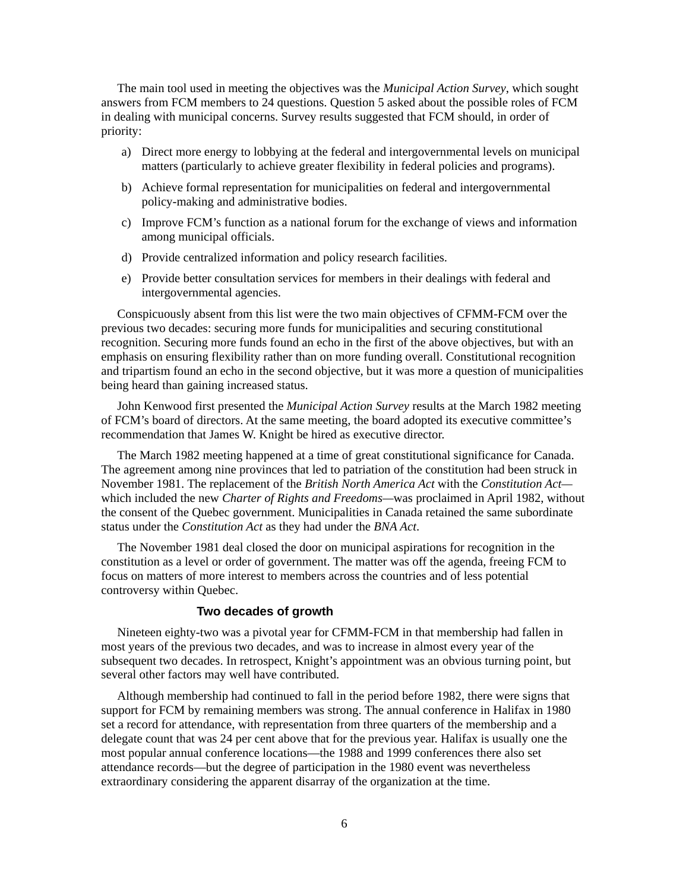The main tool used in meeting the objectives was the *Municipal Action Survey*, which sought answers from FCM members to 24 questions. Question 5 asked about the possible roles of FCM in dealing with municipal concerns. Survey results suggested that FCM should, in order of priority:

a) Direct more energy to lobbying at the federal and intergovernmental levels on municipal matters (particularly to achieve greater flexibility in federal policies and programs).

b) Achieve formal representation for municipalities on federal and intergovernmental policy-making and administrative bodies.

c) Improve FCM's function as a national forum for the exchange of views and information among municipal officials.

d) Provide centralized information and policy research facilities.

e) Provide better consultation services for members in their dealings with federal and intergovernmental agencies.

Conspicuously absent from this list were the two main objectives of CFMM-FCM over the previous two decades: securing more funds for municipalities and securing constitutional recognition. Securing more funds found an echo in the first of the above objectives, but with an emphasis on ensuring flexibility rather than on more funding overall. Constitutional recognition and tripartism found an echo in the second objective, but it was more a question of municipalities being heard than gaining increased status.

John Kenwood first presented the *Municipal Action Survey* results at the March 1982 meeting of FCM's board of directors. At the same meeting, the board adopted its executive committee's recommendation that James W. Knight be hired as executive director.

The March 1982 meeting happened at a time of great constitutional significance for Canada. The agreement among nine provinces that led to patriation of the constitution had been struck in November 1981. The replacement of the *British North America Act* with the *Constitution Act*—which included the new *Charter of Rights and Freedoms*—was proclaimed in April 1982, without the consent of the Quebec government. Municipalities in Canada retained the same subordinate status under the *Constitution Act* as they had under the *BNA Act*.

The November 1981 deal closed the door on municipal aspirations for recognition in the constitution as a level or order of government. The matter was off the agenda, freeing FCM to focus on matters of more interest to members across the countries and of less potential controversy within Quebec.

### Two decades of growth

Nineteen eighty-two was a pivotal year for CFMM-FCM in that membership had fallen in most years of the previous two decades, and was to increase in almost every year of the subsequent two decades. In retrospect, Knight's appointment was an obvious turning point, but several other factors may well have contributed.

Although membership had continued to fall in the period before 1982, there were signs that support for FCM by remaining members was strong. The annual conference in Halifax in 1980 set a record for attendance, with representation from three quarters of the membership and a delegate count that was 24 per cent above that for the previous year. Halifax is usually one the most popular annual conference locations—the 1988 and 1999 conferences there also set attendance records—but the degree of participation in the 1980 event was nevertheless extraordinary considering the apparent disarray of the organization at the time.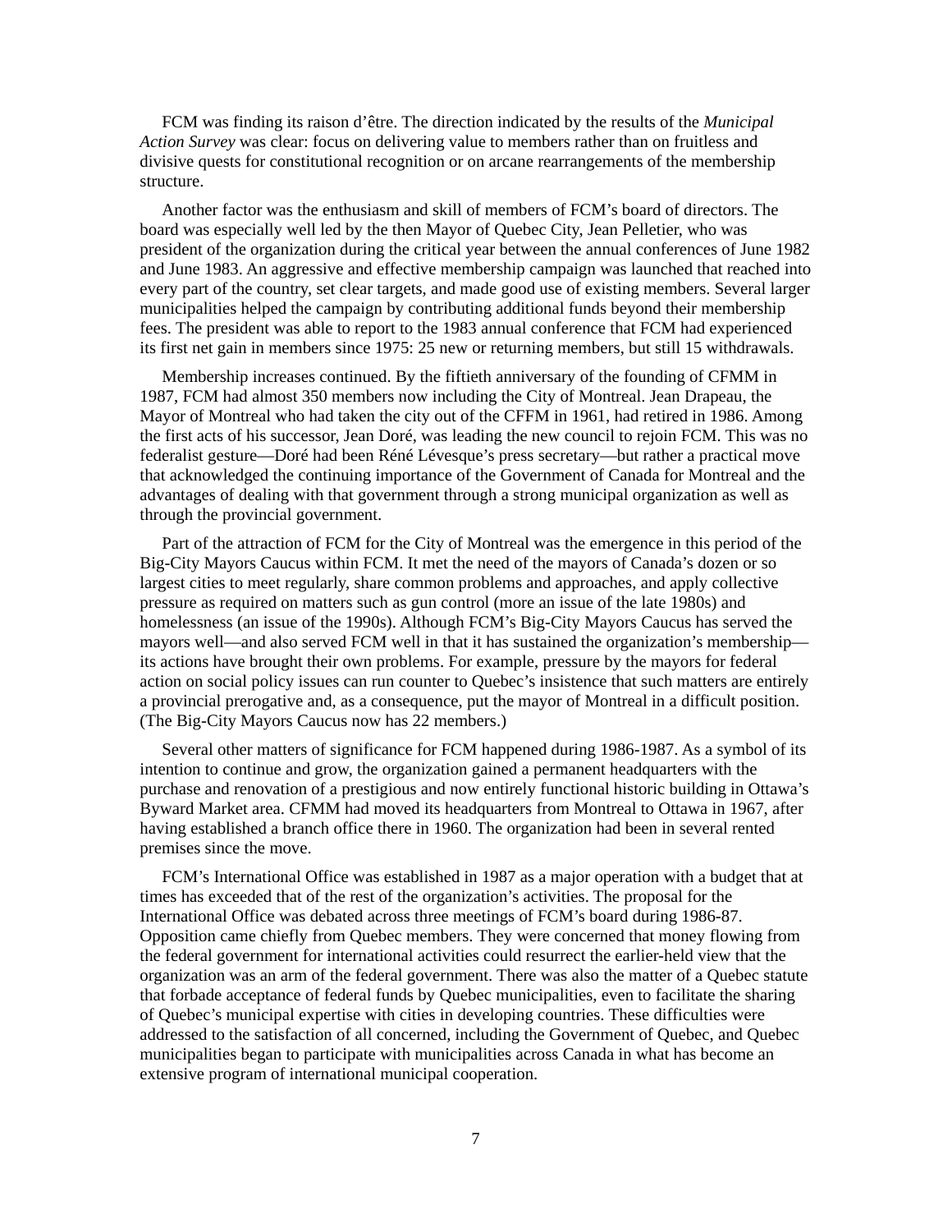FCM was finding its raison d'être. The direction indicated by the results of the *Municipal Action Survey* was clear: focus on delivering value to members rather than on fruitless and divisive quests for constitutional recognition or on arcane rearrangements of the membership structure.

Another factor was the enthusiasm and skill of members of FCM's board of directors. The board was especially well led by the then Mayor of Quebec City, Jean Pelletier, who was president of the organization during the critical year between the annual conferences of June 1982 and June 1983. An aggressive and effective membership campaign was launched that reached into every part of the country, set clear targets, and made good use of existing members. Several larger municipalities helped the campaign by contributing additional funds beyond their membership fees. The president was able to report to the 1983 annual conference that FCM had experienced its first net gain in members since 1975: 25 new or returning members, but still 15 withdrawals.

Membership increases continued. By the fiftieth anniversary of the founding of CFMM in 1987, FCM had almost 350 members now including the City of Montreal. Jean Drapeau, the Mayor of Montreal who had taken the city out of the CFFM in 1961, had retired in 1986. Among the first acts of his successor, Jean Doré, was leading the new council to rejoin FCM. This was no federalist gesture—Doré had been Réné Lévesque's press secretary—but rather a practical move that acknowledged the continuing importance of the Government of Canada for Montreal and the advantages of dealing with that government through a strong municipal organization as well as through the provincial government.

Part of the attraction of FCM for the City of Montreal was the emergence in this period of the Big-City Mayors Caucus within FCM. It met the need of the mayors of Canada's dozen or so largest cities to meet regularly, share common problems and approaches, and apply collective pressure as required on matters such as gun control (more an issue of the late 1980s) and homelessness (an issue of the 1990s). Although FCM's Big-City Mayors Caucus has served the mayors well—and also served FCM well in that it has sustained the organization's membership—its actions have brought their own problems. For example, pressure by the mayors for federal action on social policy issues can run counter to Quebec's insistence that such matters are entirely a provincial prerogative and, as a consequence, put the mayor of Montreal in a difficult position. (The Big-City Mayors Caucus now has 22 members.)

Several other matters of significance for FCM happened during 1986-1987. As a symbol of its intention to continue and grow, the organization gained a permanent headquarters with the purchase and renovation of a prestigious and now entirely functional historic building in Ottawa's Byward Market area. CFMM had moved its headquarters from Montreal to Ottawa in 1967, after having established a branch office there in 1960. The organization had been in several rented premises since the move.

FCM's International Office was established in 1987 as a major operation with a budget that at times has exceeded that of the rest of the organization's activities. The proposal for the International Office was debated across three meetings of FCM's board during 1986-87. Opposition came chiefly from Quebec members. They were concerned that money flowing from the federal government for international activities could resurrect the earlier-held view that the organization was an arm of the federal government. There was also the matter of a Quebec statute that forbade acceptance of federal funds by Quebec municipalities, even to facilitate the sharing of Quebec's municipal expertise with cities in developing countries. These difficulties were addressed to the satisfaction of all concerned, including the Government of Quebec, and Quebec municipalities began to participate with municipalities across Canada in what has become an extensive program of international municipal cooperation.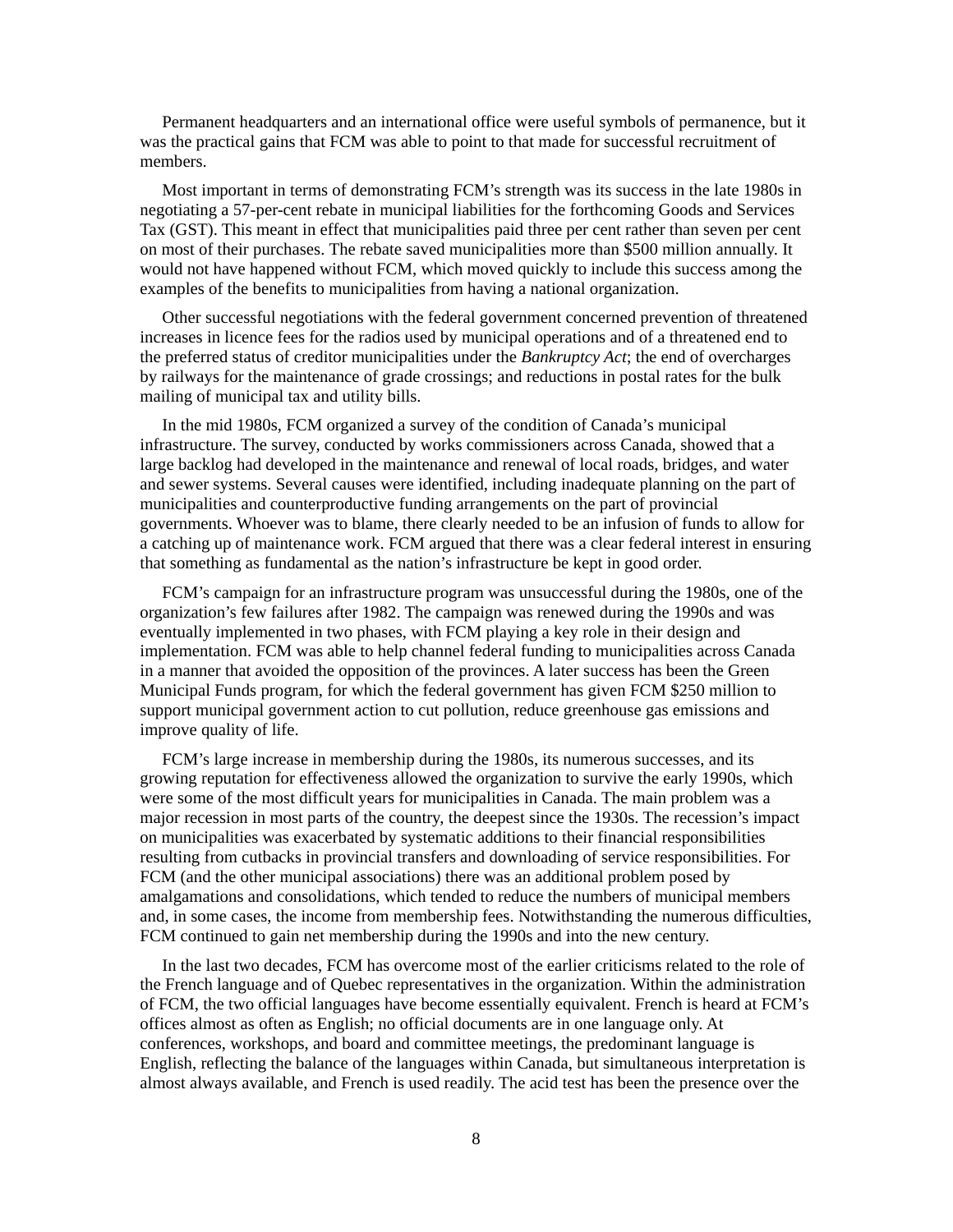Permanent headquarters and an international office were useful symbols of permanence, but it was the practical gains that FCM was able to point to that made for successful recruitment of members.

Most important in terms of demonstrating FCM's strength was its success in the late 1980s in negotiating a 57-per-cent rebate in municipal liabilities for the forthcoming Goods and Services Tax (GST). This meant in effect that municipalities paid three per cent rather than seven per cent on most of their purchases. The rebate saved municipalities more than $500 million annually. It would not have happened without FCM, which moved quickly to include this success among the examples of the benefits to municipalities from having a national organization.

Other successful negotiations with the federal government concerned prevention of threatened increases in licence fees for the radios used by municipal operations and of a threatened end to the preferred status of creditor municipalities under the *Bankruptcy Act*; the end of overcharges by railways for the maintenance of grade crossings; and reductions in postal rates for the bulk mailing of municipal tax and utility bills.

In the mid 1980s, FCM organized a survey of the condition of Canada's municipal infrastructure. The survey, conducted by works commissioners across Canada, showed that a large backlog had developed in the maintenance and renewal of local roads, bridges, and water and sewer systems. Several causes were identified, including inadequate planning on the part of municipalities and counterproductive funding arrangements on the part of provincial governments. Whoever was to blame, there clearly needed to be an infusion of funds to allow for a catching up of maintenance work. FCM argued that there was a clear federal interest in ensuring that something as fundamental as the nation's infrastructure be kept in good order.

FCM's campaign for an infrastructure program was unsuccessful during the 1980s, one of the organization's few failures after 1982. The campaign was renewed during the 1990s and was eventually implemented in two phases, with FCM playing a key role in their design and implementation. FCM was able to help channel federal funding to municipalities across Canada in a manner that avoided the opposition of the provinces. A later success has been the Green Municipal Funds program, for which the federal government has given FCM $250 million to support municipal government action to cut pollution, reduce greenhouse gas emissions and improve quality of life.

FCM's large increase in membership during the 1980s, its numerous successes, and its growing reputation for effectiveness allowed the organization to survive the early 1990s, which were some of the most difficult years for municipalities in Canada. The main problem was a major recession in most parts of the country, the deepest since the 1930s. The recession's impact on municipalities was exacerbated by systematic additions to their financial responsibilities resulting from cutbacks in provincial transfers and downloading of service responsibilities. For FCM (and the other municipal associations) there was an additional problem posed by amalgamations and consolidations, which tended to reduce the numbers of municipal members and, in some cases, the income from membership fees. Notwithstanding the numerous difficulties, FCM continued to gain net membership during the 1990s and into the new century.

In the last two decades, FCM has overcome most of the earlier criticisms related to the role of the French language and of Quebec representatives in the organization. Within the administration of FCM, the two official languages have become essentially equivalent. French is heard at FCM's offices almost as often as English; no official documents are in one language only. At conferences, workshops, and board and committee meetings, the predominant language is English, reflecting the balance of the languages within Canada, but simultaneous interpretation is almost always available, and French is used readily. The acid test has been the presence over the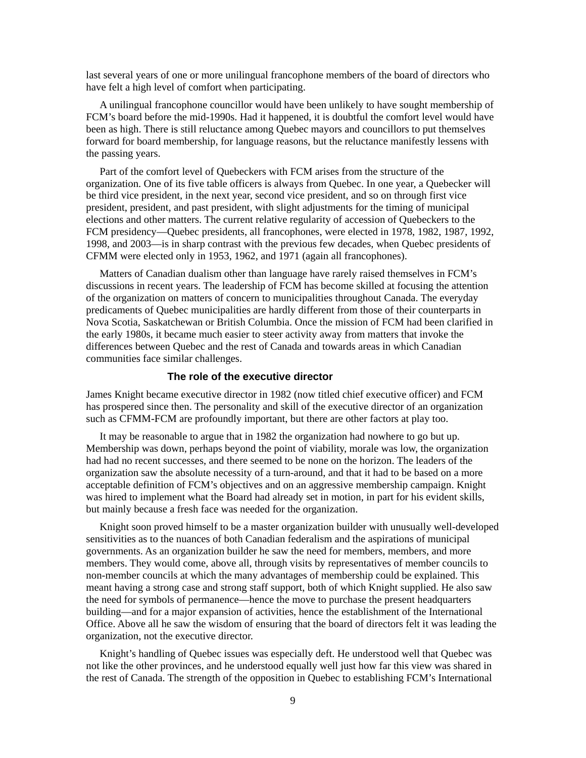last several years of one or more unilingual francophone members of the board of directors who have felt a high level of comfort when participating.

A unilingual francophone councillor would have been unlikely to have sought membership of FCM's board before the mid-1990s. Had it happened, it is doubtful the comfort level would have been as high. There is still reluctance among Quebec mayors and councillors to put themselves forward for board membership, for language reasons, but the reluctance manifestly lessens with the passing years.

Part of the comfort level of Quebeckers with FCM arises from the structure of the organization. One of its five table officers is always from Quebec. In one year, a Quebecker will be third vice president, in the next year, second vice president, and so on through first vice president, president, and past president, with slight adjustments for the timing of municipal elections and other matters. The current relative regularity of accession of Quebeckers to the FCM presidency—Quebec presidents, all francophones, were elected in 1978, 1982, 1987, 1992, 1998, and 2003—is in sharp contrast with the previous few decades, when Quebec presidents of CFMM were elected only in 1953, 1962, and 1971 (again all francophones).

Matters of Canadian dualism other than language have rarely raised themselves in FCM's discussions in recent years. The leadership of FCM has become skilled at focusing the attention of the organization on matters of concern to municipalities throughout Canada. The everyday predicaments of Quebec municipalities are hardly different from those of their counterparts in Nova Scotia, Saskatchewan or British Columbia. Once the mission of FCM had been clarified in the early 1980s, it became much easier to steer activity away from matters that invoke the differences between Quebec and the rest of Canada and towards areas in which Canadian communities face similar challenges.

### The role of the executive director

James Knight became executive director in 1982 (now titled chief executive officer) and FCM has prospered since then. The personality and skill of the executive director of an organization such as CFMM-FCM are profoundly important, but there are other factors at play too.

It may be reasonable to argue that in 1982 the organization had nowhere to go but up. Membership was down, perhaps beyond the point of viability, morale was low, the organization had had no recent successes, and there seemed to be none on the horizon. The leaders of the organization saw the absolute necessity of a turn-around, and that it had to be based on a more acceptable definition of FCM's objectives and on an aggressive membership campaign. Knight was hired to implement what the Board had already set in motion, in part for his evident skills, but mainly because a fresh face was needed for the organization.

Knight soon proved himself to be a master organization builder with unusually well-developed sensitivities as to the nuances of both Canadian federalism and the aspirations of municipal governments. As an organization builder he saw the need for members, members, and more members. They would come, above all, through visits by representatives of member councils to non-member councils at which the many advantages of membership could be explained. This meant having a strong case and strong staff support, both of which Knight supplied. He also saw the need for symbols of permanence—hence the move to purchase the present headquarters building—and for a major expansion of activities, hence the establishment of the International Office. Above all he saw the wisdom of ensuring that the board of directors felt it was leading the organization, not the executive director.

Knight's handling of Quebec issues was especially deft. He understood well that Quebec was not like the other provinces, and he understood equally well just how far this view was shared in the rest of Canada. The strength of the opposition in Quebec to establishing FCM's International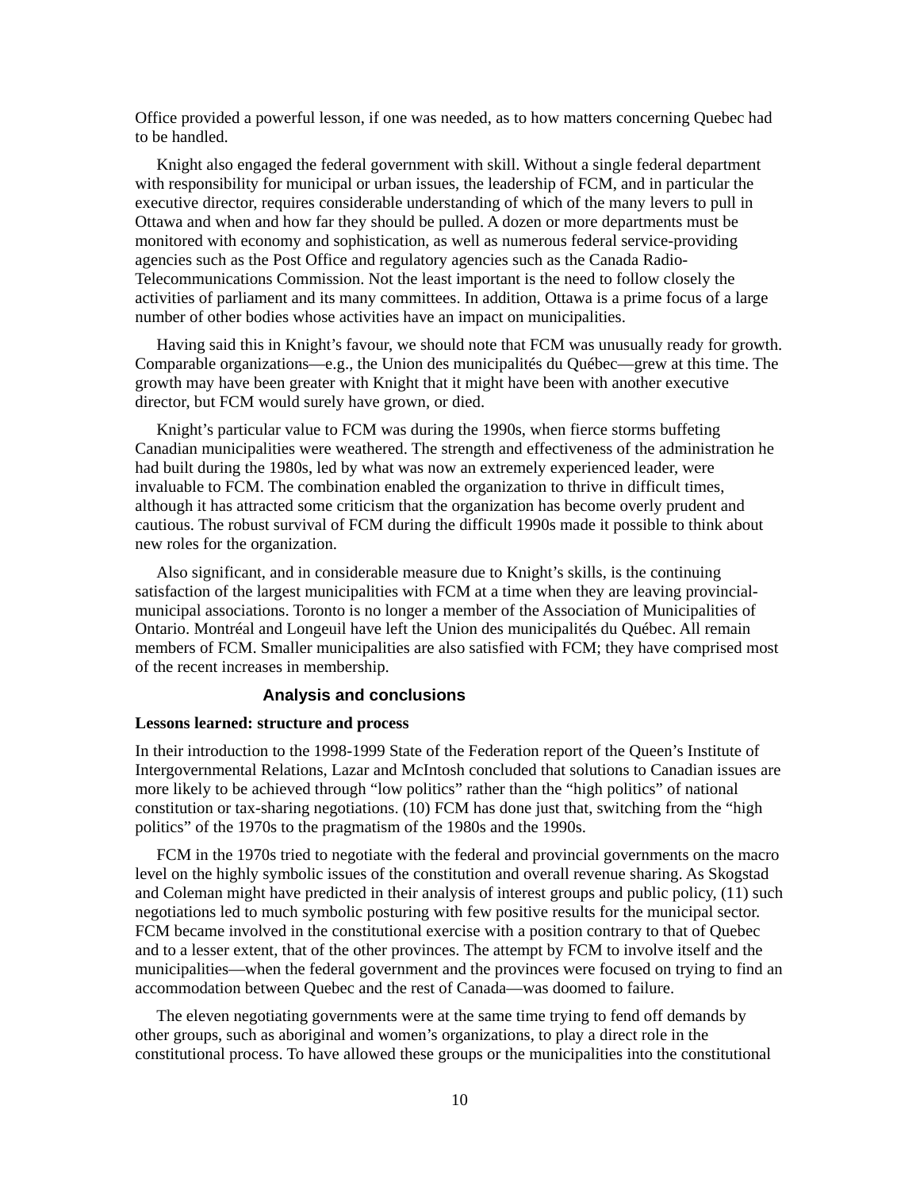Office provided a powerful lesson, if one was needed, as to how matters concerning Quebec had to be handled.

Knight also engaged the federal government with skill. Without a single federal department with responsibility for municipal or urban issues, the leadership of FCM, and in particular the executive director, requires considerable understanding of which of the many levers to pull in Ottawa and when and how far they should be pulled. A dozen or more departments must be monitored with economy and sophistication, as well as numerous federal service-providing agencies such as the Post Office and regulatory agencies such as the Canada Radio-Telecommunications Commission. Not the least important is the need to follow closely the activities of parliament and its many committees. In addition, Ottawa is a prime focus of a large number of other bodies whose activities have an impact on municipalities.

Having said this in Knight's favour, we should note that FCM was unusually ready for growth. Comparable organizations—e.g., the Union des municipalités du Québec—grew at this time. The growth may have been greater with Knight that it might have been with another executive director, but FCM would surely have grown, or died.

Knight's particular value to FCM was during the 1990s, when fierce storms buffeting Canadian municipalities were weathered. The strength and effectiveness of the administration he had built during the 1980s, led by what was now an extremely experienced leader, were invaluable to FCM. The combination enabled the organization to thrive in difficult times, although it has attracted some criticism that the organization has become overly prudent and cautious. The robust survival of FCM during the difficult 1990s made it possible to think about new roles for the organization.

Also significant, and in considerable measure due to Knight's skills, is the continuing satisfaction of the largest municipalities with FCM at a time when they are leaving provincial-municipal associations. Toronto is no longer a member of the Association of Municipalities of Ontario. Montréal and Longeuil have left the Union des municipalités du Québec. All remain members of FCM. Smaller municipalities are also satisfied with FCM; they have comprised most of the recent increases in membership.

## Analysis and conclusions

### Lessons learned: structure and process

In their introduction to the 1998-1999 State of the Federation report of the Queen's Institute of Intergovernmental Relations, Lazar and McIntosh concluded that solutions to Canadian issues are more likely to be achieved through "low politics" rather than the "high politics" of national constitution or tax-sharing negotiations. (10) FCM has done just that, switching from the "high politics" of the 1970s to the pragmatism of the 1980s and the 1990s.

FCM in the 1970s tried to negotiate with the federal and provincial governments on the macro level on the highly symbolic issues of the constitution and overall revenue sharing. As Skogstad and Coleman might have predicted in their analysis of interest groups and public policy, (11) such negotiations led to much symbolic posturing with few positive results for the municipal sector. FCM became involved in the constitutional exercise with a position contrary to that of Quebec and to a lesser extent, that of the other provinces. The attempt by FCM to involve itself and the municipalities—when the federal government and the provinces were focused on trying to find an accommodation between Quebec and the rest of Canada—was doomed to failure.

The eleven negotiating governments were at the same time trying to fend off demands by other groups, such as aboriginal and women's organizations, to play a direct role in the constitutional process. To have allowed these groups or the municipalities into the constitutional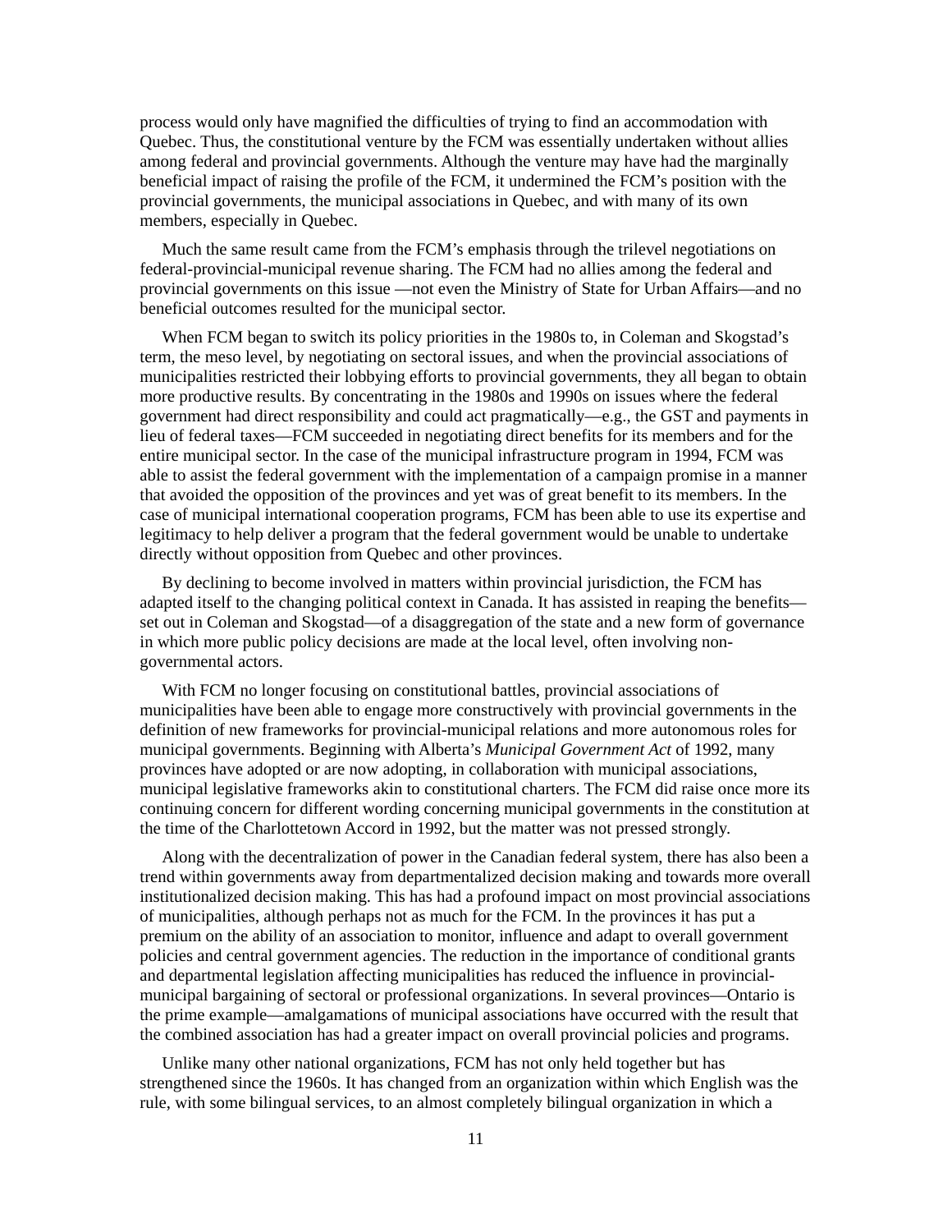process would only have magnified the difficulties of trying to find an accommodation with Quebec. Thus, the constitutional venture by the FCM was essentially undertaken without allies among federal and provincial governments. Although the venture may have had the marginally beneficial impact of raising the profile of the FCM, it undermined the FCM's position with the provincial governments, the municipal associations in Quebec, and with many of its own members, especially in Quebec.

Much the same result came from the FCM's emphasis through the trilevel negotiations on federal-provincial-municipal revenue sharing. The FCM had no allies among the federal and provincial governments on this issue —not even the Ministry of State for Urban Affairs—and no beneficial outcomes resulted for the municipal sector.

When FCM began to switch its policy priorities in the 1980s to, in Coleman and Skogstad's term, the meso level, by negotiating on sectoral issues, and when the provincial associations of municipalities restricted their lobbying efforts to provincial governments, they all began to obtain more productive results. By concentrating in the 1980s and 1990s on issues where the federal government had direct responsibility and could act pragmatically—e.g., the GST and payments in lieu of federal taxes—FCM succeeded in negotiating direct benefits for its members and for the entire municipal sector. In the case of the municipal infrastructure program in 1994, FCM was able to assist the federal government with the implementation of a campaign promise in a manner that avoided the opposition of the provinces and yet was of great benefit to its members. In the case of municipal international cooperation programs, FCM has been able to use its expertise and legitimacy to help deliver a program that the federal government would be unable to undertake directly without opposition from Quebec and other provinces.

By declining to become involved in matters within provincial jurisdiction, the FCM has adapted itself to the changing political context in Canada. It has assisted in reaping the benefits—set out in Coleman and Skogstad—of a disaggregation of the state and a new form of governance in which more public policy decisions are made at the local level, often involving non-governmental actors.

With FCM no longer focusing on constitutional battles, provincial associations of municipalities have been able to engage more constructively with provincial governments in the definition of new frameworks for provincial-municipal relations and more autonomous roles for municipal governments. Beginning with Alberta's *Municipal Government Act* of 1992, many provinces have adopted or are now adopting, in collaboration with municipal associations, municipal legislative frameworks akin to constitutional charters. The FCM did raise once more its continuing concern for different wording concerning municipal governments in the constitution at the time of the Charlottetown Accord in 1992, but the matter was not pressed strongly.

Along with the decentralization of power in the Canadian federal system, there has also been a trend within governments away from departmentalized decision making and towards more overall institutionalized decision making. This has had a profound impact on most provincial associations of municipalities, although perhaps not as much for the FCM. In the provinces it has put a premium on the ability of an association to monitor, influence and adapt to overall government policies and central government agencies. The reduction in the importance of conditional grants and departmental legislation affecting municipalities has reduced the influence in provincial-municipal bargaining of sectoral or professional organizations. In several provinces—Ontario is the prime example—amalgamations of municipal associations have occurred with the result that the combined association has had a greater impact on overall provincial policies and programs.

Unlike many other national organizations, FCM has not only held together but has strengthened since the 1960s. It has changed from an organization within which English was the rule, with some bilingual services, to an almost completely bilingual organization in which a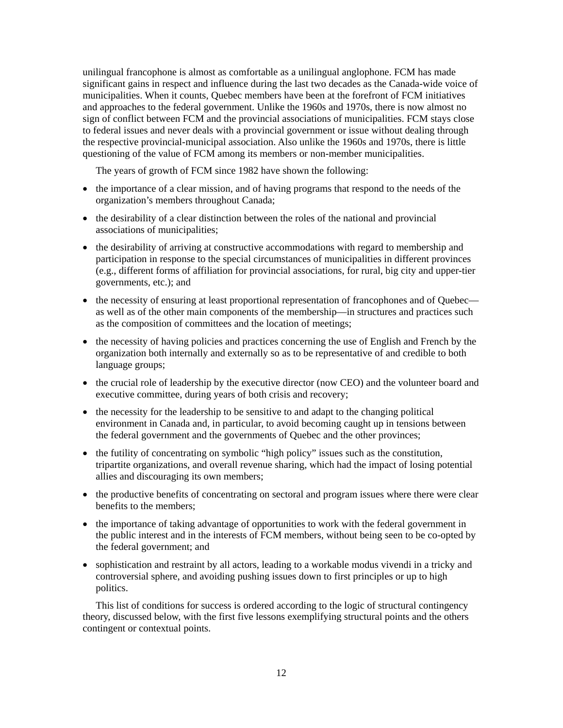unilingual francophone is almost as comfortable as a unilingual anglophone. FCM has made significant gains in respect and influence during the last two decades as the Canada-wide voice of municipalities. When it counts, Quebec members have been at the forefront of FCM initiatives and approaches to the federal government. Unlike the 1960s and 1970s, there is now almost no sign of conflict between FCM and the provincial associations of municipalities. FCM stays close to federal issues and never deals with a provincial government or issue without dealing through the respective provincial-municipal association. Also unlike the 1960s and 1970s, there is little questioning of the value of FCM among its members or non-member municipalities.

The years of growth of FCM since 1982 have shown the following:

- the importance of a clear mission, and of having programs that respond to the needs of the organization's members throughout Canada;
- the desirability of a clear distinction between the roles of the national and provincial associations of municipalities;
- the desirability of arriving at constructive accommodations with regard to membership and participation in response to the special circumstances of municipalities in different provinces (e.g., different forms of affiliation for provincial associations, for rural, big city and upper-tier governments, etc.); and
- the necessity of ensuring at least proportional representation of francophones and of Quebec—as well as of the other main components of the membership—in structures and practices such as the composition of committees and the location of meetings;
- the necessity of having policies and practices concerning the use of English and French by the organization both internally and externally so as to be representative of and credible to both language groups;
- the crucial role of leadership by the executive director (now CEO) and the volunteer board and executive committee, during years of both crisis and recovery;
- the necessity for the leadership to be sensitive to and adapt to the changing political environment in Canada and, in particular, to avoid becoming caught up in tensions between the federal government and the governments of Quebec and the other provinces;
- the futility of concentrating on symbolic "high policy" issues such as the constitution, tripartite organizations, and overall revenue sharing, which had the impact of losing potential allies and discouraging its own members;
- the productive benefits of concentrating on sectoral and program issues where there were clear benefits to the members;
- the importance of taking advantage of opportunities to work with the federal government in the public interest and in the interests of FCM members, without being seen to be co-opted by the federal government; and
- sophistication and restraint by all actors, leading to a workable modus vivendi in a tricky and controversial sphere, and avoiding pushing issues down to first principles or up to high politics.

This list of conditions for success is ordered according to the logic of structural contingency theory, discussed below, with the first five lessons exemplifying structural points and the others contingent or contextual points.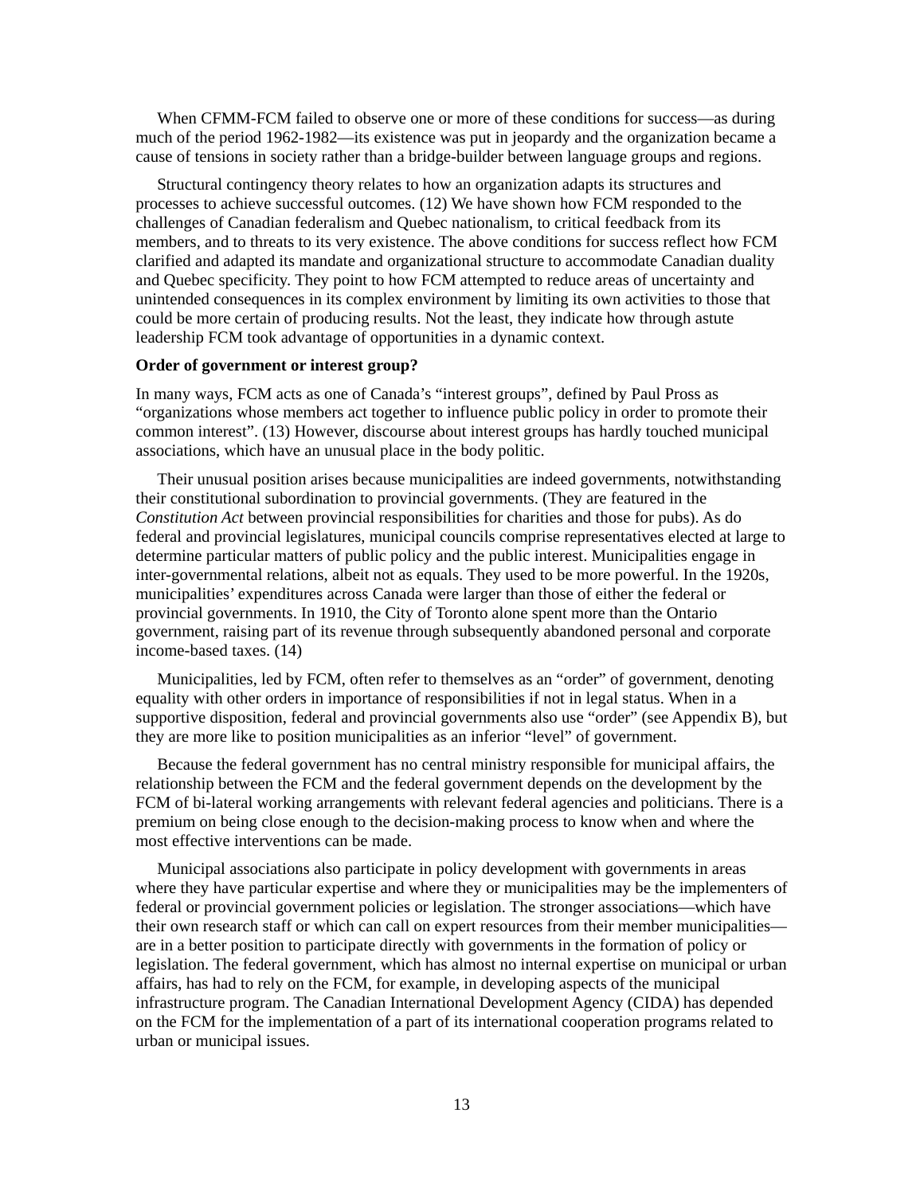When CFMM-FCM failed to observe one or more of these conditions for success—as during much of the period 1962-1982—its existence was put in jeopardy and the organization became a cause of tensions in society rather than a bridge-builder between language groups and regions.

Structural contingency theory relates to how an organization adapts its structures and processes to achieve successful outcomes. (12) We have shown how FCM responded to the challenges of Canadian federalism and Quebec nationalism, to critical feedback from its members, and to threats to its very existence. The above conditions for success reflect how FCM clarified and adapted its mandate and organizational structure to accommodate Canadian duality and Quebec specificity. They point to how FCM attempted to reduce areas of uncertainty and unintended consequences in its complex environment by limiting its own activities to those that could be more certain of producing results. Not the least, they indicate how through astute leadership FCM took advantage of opportunities in a dynamic context.

**Order of government or interest group?**

In many ways, FCM acts as one of Canada's "interest groups", defined by Paul Pross as "organizations whose members act together to influence public policy in order to promote their common interest". (13) However, discourse about interest groups has hardly touched municipal associations, which have an unusual place in the body politic.

Their unusual position arises because municipalities are indeed governments, notwithstanding their constitutional subordination to provincial governments. (They are featured in the *Constitution Act* between provincial responsibilities for charities and those for pubs). As do federal and provincial legislatures, municipal councils comprise representatives elected at large to determine particular matters of public policy and the public interest. Municipalities engage in inter-governmental relations, albeit not as equals. They used to be more powerful. In the 1920s, municipalities' expenditures across Canada were larger than those of either the federal or provincial governments. In 1910, the City of Toronto alone spent more than the Ontario government, raising part of its revenue through subsequently abandoned personal and corporate income-based taxes. (14)

Municipalities, led by FCM, often refer to themselves as an "order" of government, denoting equality with other orders in importance of responsibilities if not in legal status. When in a supportive disposition, federal and provincial governments also use "order" (see Appendix B), but they are more like to position municipalities as an inferior "level" of government.

Because the federal government has no central ministry responsible for municipal affairs, the relationship between the FCM and the federal government depends on the development by the FCM of bi-lateral working arrangements with relevant federal agencies and politicians. There is a premium on being close enough to the decision-making process to know when and where the most effective interventions can be made.

Municipal associations also participate in policy development with governments in areas where they have particular expertise and where they or municipalities may be the implementers of federal or provincial government policies or legislation. The stronger associations—which have their own research staff or which can call on expert resources from their member municipalities—are in a better position to participate directly with governments in the formation of policy or legislation. The federal government, which has almost no internal expertise on municipal or urban affairs, has had to rely on the FCM, for example, in developing aspects of the municipal infrastructure program. The Canadian International Development Agency (CIDA) has depended on the FCM for the implementation of a part of its international cooperation programs related to urban or municipal issues.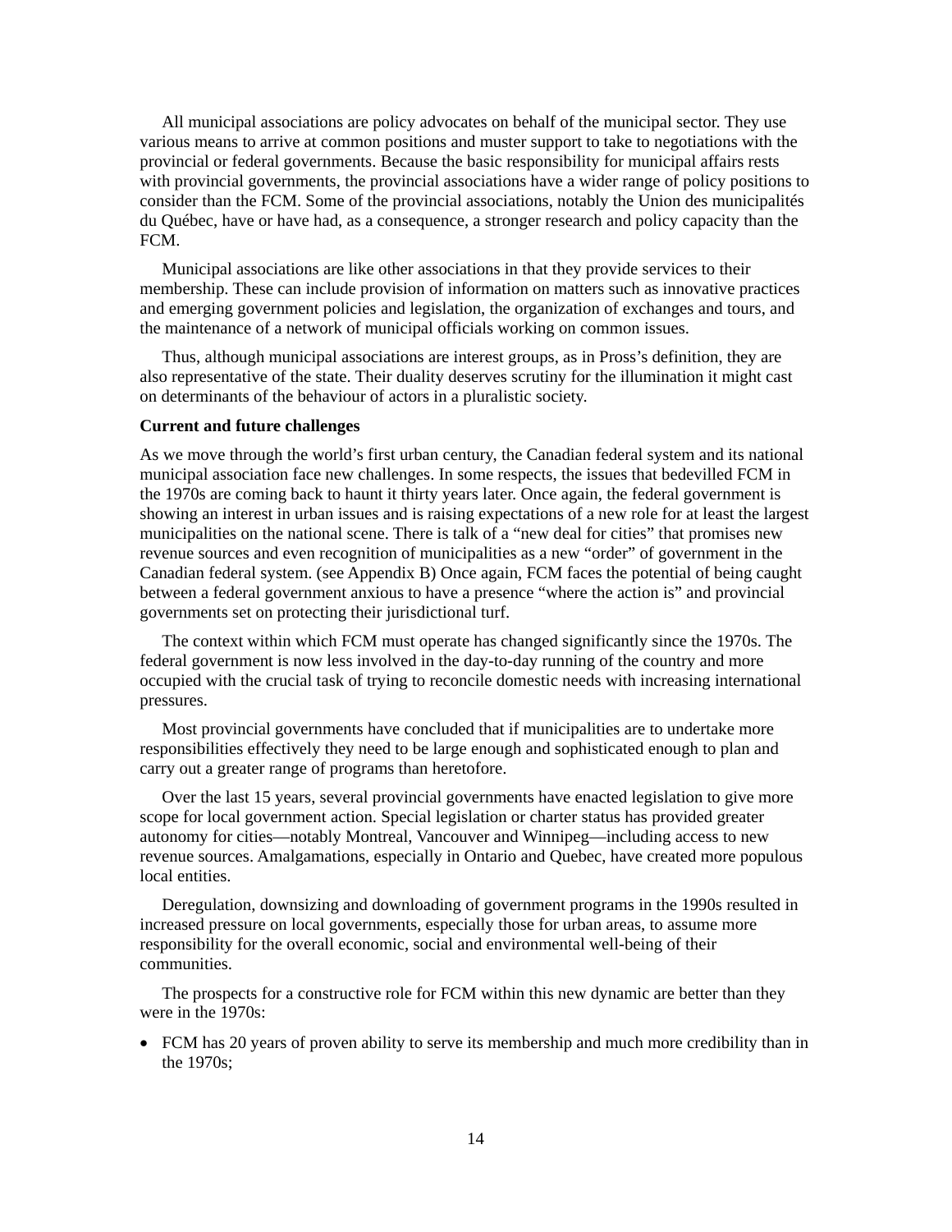All municipal associations are policy advocates on behalf of the municipal sector. They use various means to arrive at common positions and muster support to take to negotiations with the provincial or federal governments. Because the basic responsibility for municipal affairs rests with provincial governments, the provincial associations have a wider range of policy positions to consider than the FCM. Some of the provincial associations, notably the Union des municipalités du Québec, have or have had, as a consequence, a stronger research and policy capacity than the FCM.

Municipal associations are like other associations in that they provide services to their membership. These can include provision of information on matters such as innovative practices and emerging government policies and legislation, the organization of exchanges and tours, and the maintenance of a network of municipal officials working on common issues.

Thus, although municipal associations are interest groups, as in Pross's definition, they are also representative of the state. Their duality deserves scrutiny for the illumination it might cast on determinants of the behaviour of actors in a pluralistic society.

**Current and future challenges**

As we move through the world's first urban century, the Canadian federal system and its national municipal association face new challenges. In some respects, the issues that bedevilled FCM in the 1970s are coming back to haunt it thirty years later. Once again, the federal government is showing an interest in urban issues and is raising expectations of a new role for at least the largest municipalities on the national scene. There is talk of a "new deal for cities" that promises new revenue sources and even recognition of municipalities as a new "order" of government in the Canadian federal system. (see Appendix B) Once again, FCM faces the potential of being caught between a federal government anxious to have a presence "where the action is" and provincial governments set on protecting their jurisdictional turf.

The context within which FCM must operate has changed significantly since the 1970s. The federal government is now less involved in the day-to-day running of the country and more occupied with the crucial task of trying to reconcile domestic needs with increasing international pressures.

Most provincial governments have concluded that if municipalities are to undertake more responsibilities effectively they need to be large enough and sophisticated enough to plan and carry out a greater range of programs than heretofore.

Over the last 15 years, several provincial governments have enacted legislation to give more scope for local government action. Special legislation or charter status has provided greater autonomy for cities—notably Montreal, Vancouver and Winnipeg—including access to new revenue sources. Amalgamations, especially in Ontario and Quebec, have created more populous local entities.

Deregulation, downsizing and downloading of government programs in the 1990s resulted in increased pressure on local governments, especially those for urban areas, to assume more responsibility for the overall economic, social and environmental well-being of their communities.

The prospects for a constructive role for FCM within this new dynamic are better than they were in the 1970s:

- FCM has 20 years of proven ability to serve its membership and much more credibility than in the 1970s;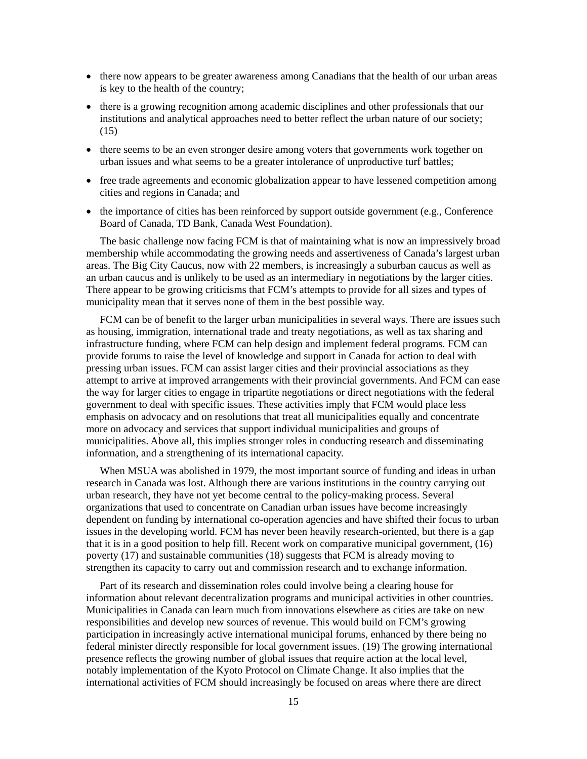- there now appears to be greater awareness among Canadians that the health of our urban areas is key to the health of the country;
- there is a growing recognition among academic disciplines and other professionals that our institutions and analytical approaches need to better reflect the urban nature of our society; (15)
- there seems to be an even stronger desire among voters that governments work together on urban issues and what seems to be a greater intolerance of unproductive turf battles;
- free trade agreements and economic globalization appear to have lessened competition among cities and regions in Canada; and
- the importance of cities has been reinforced by support outside government (e.g., Conference Board of Canada, TD Bank, Canada West Foundation).

The basic challenge now facing FCM is that of maintaining what is now an impressively broad membership while accommodating the growing needs and assertiveness of Canada's largest urban areas. The Big City Caucus, now with 22 members, is increasingly a suburban caucus as well as an urban caucus and is unlikely to be used as an intermediary in negotiations by the larger cities. There appear to be growing criticisms that FCM's attempts to provide for all sizes and types of municipality mean that it serves none of them in the best possible way.

FCM can be of benefit to the larger urban municipalities in several ways. There are issues such as housing, immigration, international trade and treaty negotiations, as well as tax sharing and infrastructure funding, where FCM can help design and implement federal programs. FCM can provide forums to raise the level of knowledge and support in Canada for action to deal with pressing urban issues. FCM can assist larger cities and their provincial associations as they attempt to arrive at improved arrangements with their provincial governments. And FCM can ease the way for larger cities to engage in tripartite negotiations or direct negotiations with the federal government to deal with specific issues. These activities imply that FCM would place less emphasis on advocacy and on resolutions that treat all municipalities equally and concentrate more on advocacy and services that support individual municipalities and groups of municipalities. Above all, this implies stronger roles in conducting research and disseminating information, and a strengthening of its international capacity.

When MSUA was abolished in 1979, the most important source of funding and ideas in urban research in Canada was lost. Although there are various institutions in the country carrying out urban research, they have not yet become central to the policy-making process. Several organizations that used to concentrate on Canadian urban issues have become increasingly dependent on funding by international co-operation agencies and have shifted their focus to urban issues in the developing world. FCM has never been heavily research-oriented, but there is a gap that it is in a good position to help fill. Recent work on comparative municipal government, (16) poverty (17) and sustainable communities (18) suggests that FCM is already moving to strengthen its capacity to carry out and commission research and to exchange information.

Part of its research and dissemination roles could involve being a clearing house for information about relevant decentralization programs and municipal activities in other countries. Municipalities in Canada can learn much from innovations elsewhere as cities are take on new responsibilities and develop new sources of revenue. This would build on FCM's growing participation in increasingly active international municipal forums, enhanced by there being no federal minister directly responsible for local government issues. (19) The growing international presence reflects the growing number of global issues that require action at the local level, notably implementation of the Kyoto Protocol on Climate Change. It also implies that the international activities of FCM should increasingly be focused on areas where there are direct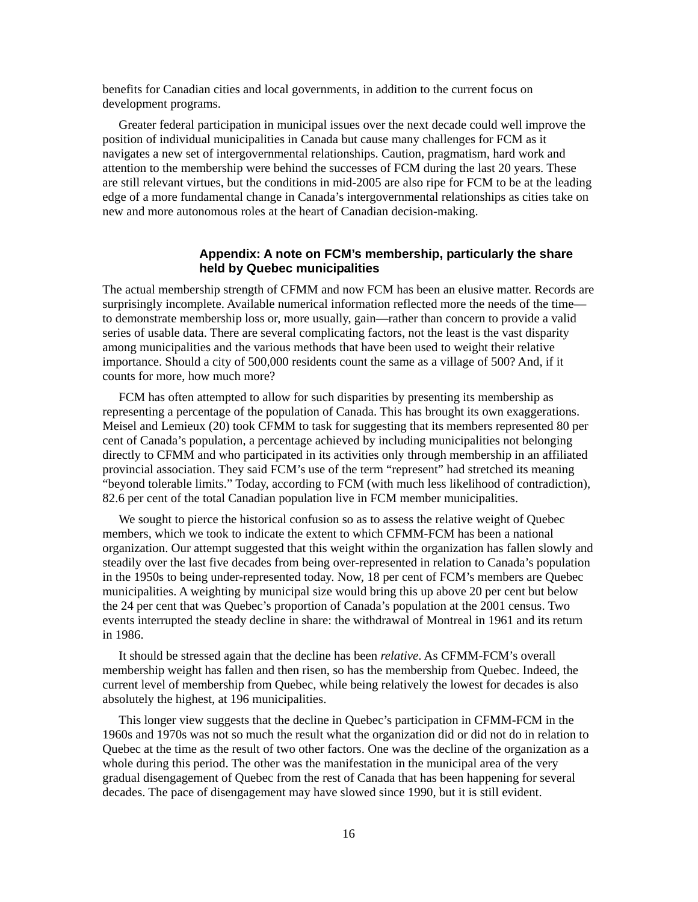benefits for Canadian cities and local governments, in addition to the current focus on development programs.

Greater federal participation in municipal issues over the next decade could well improve the position of individual municipalities in Canada but cause many challenges for FCM as it navigates a new set of intergovernmental relationships. Caution, pragmatism, hard work and attention to the membership were behind the successes of FCM during the last 20 years. These are still relevant virtues, but the conditions in mid-2005 are also ripe for FCM to be at the leading edge of a more fundamental change in Canada's intergovernmental relationships as cities take on new and more autonomous roles at the heart of Canadian decision-making.

## Appendix: A note on FCM's membership, particularly the share held by Quebec municipalities

The actual membership strength of CFMM and now FCM has been an elusive matter. Records are surprisingly incomplete. Available numerical information reflected more the needs of the time—to demonstrate membership loss or, more usually, gain—rather than concern to provide a valid series of usable data. There are several complicating factors, not the least is the vast disparity among municipalities and the various methods that have been used to weight their relative importance. Should a city of 500,000 residents count the same as a village of 500? And, if it counts for more, how much more?

FCM has often attempted to allow for such disparities by presenting its membership as representing a percentage of the population of Canada. This has brought its own exaggerations. Meisel and Lemieux (20) took CFMM to task for suggesting that its members represented 80 per cent of Canada's population, a percentage achieved by including municipalities not belonging directly to CFMM and who participated in its activities only through membership in an affiliated provincial association. They said FCM's use of the term "represent" had stretched its meaning "beyond tolerable limits." Today, according to FCM (with much less likelihood of contradiction), 82.6 per cent of the total Canadian population live in FCM member municipalities.

We sought to pierce the historical confusion so as to assess the relative weight of Quebec members, which we took to indicate the extent to which CFMM-FCM has been a national organization. Our attempt suggested that this weight within the organization has fallen slowly and steadily over the last five decades from being over-represented in relation to Canada's population in the 1950s to being under-represented today. Now, 18 per cent of FCM's members are Quebec municipalities. A weighting by municipal size would bring this up above 20 per cent but below the 24 per cent that was Quebec's proportion of Canada's population at the 2001 census. Two events interrupted the steady decline in share: the withdrawal of Montreal in 1961 and its return in 1986.

It should be stressed again that the decline has been *relative*. As CFMM-FCM's overall membership weight has fallen and then risen, so has the membership from Quebec. Indeed, the current level of membership from Quebec, while being relatively the lowest for decades is also absolutely the highest, at 196 municipalities.

This longer view suggests that the decline in Quebec's participation in CFMM-FCM in the 1960s and 1970s was not so much the result what the organization did or did not do in relation to Quebec at the time as the result of two other factors. One was the decline of the organization as a whole during this period. The other was the manifestation in the municipal area of the very gradual disengagement of Quebec from the rest of Canada that has been happening for several decades. The pace of disengagement may have slowed since 1990, but it is still evident.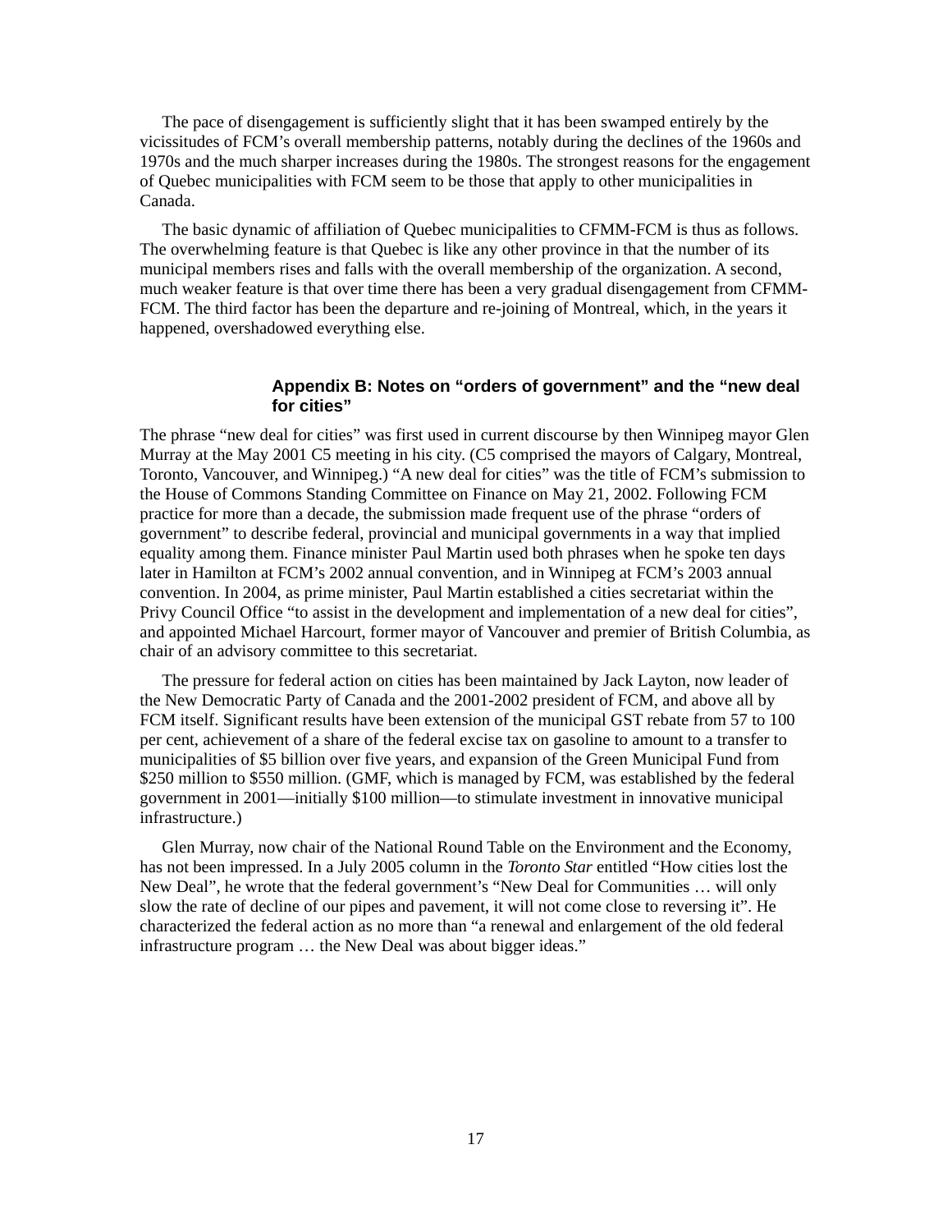The pace of disengagement is sufficiently slight that it has been swamped entirely by the vicissitudes of FCM's overall membership patterns, notably during the declines of the 1960s and 1970s and the much sharper increases during the 1980s. The strongest reasons for the engagement of Quebec municipalities with FCM seem to be those that apply to other municipalities in Canada.

The basic dynamic of affiliation of Quebec municipalities to CFMM-FCM is thus as follows. The overwhelming feature is that Quebec is like any other province in that the number of its municipal members rises and falls with the overall membership of the organization. A second, much weaker feature is that over time there has been a very gradual disengagement from CFMM-FCM. The third factor has been the departure and re-joining of Montreal, which, in the years it happened, overshadowed everything else.

## Appendix B: Notes on "orders of government" and the "new deal for cities"

The phrase "new deal for cities" was first used in current discourse by then Winnipeg mayor Glen Murray at the May 2001 C5 meeting in his city. (C5 comprised the mayors of Calgary, Montreal, Toronto, Vancouver, and Winnipeg.) "A new deal for cities" was the title of FCM's submission to the House of Commons Standing Committee on Finance on May 21, 2002. Following FCM practice for more than a decade, the submission made frequent use of the phrase "orders of government" to describe federal, provincial and municipal governments in a way that implied equality among them. Finance minister Paul Martin used both phrases when he spoke ten days later in Hamilton at FCM's 2002 annual convention, and in Winnipeg at FCM's 2003 annual convention. In 2004, as prime minister, Paul Martin established a cities secretariat within the Privy Council Office "to assist in the development and implementation of a new deal for cities", and appointed Michael Harcourt, former mayor of Vancouver and premier of British Columbia, as chair of an advisory committee to this secretariat.

The pressure for federal action on cities has been maintained by Jack Layton, now leader of the New Democratic Party of Canada and the 2001-2002 president of FCM, and above all by FCM itself. Significant results have been extension of the municipal GST rebate from 57 to 100 per cent, achievement of a share of the federal excise tax on gasoline to amount to a transfer to municipalities of $5 billion over five years, and expansion of the Green Municipal Fund from $250 million to $550 million. (GMF, which is managed by FCM, was established by the federal government in 2001—initially $100 million—to stimulate investment in innovative municipal infrastructure.)

Glen Murray, now chair of the National Round Table on the Environment and the Economy, has not been impressed. In a July 2005 column in the *Toronto Star* entitled "How cities lost the New Deal", he wrote that the federal government's "New Deal for Communities … will only slow the rate of decline of our pipes and pavement, it will not come close to reversing it". He characterized the federal action as no more than "a renewal and enlargement of the old federal infrastructure program … the New Deal was about bigger ideas."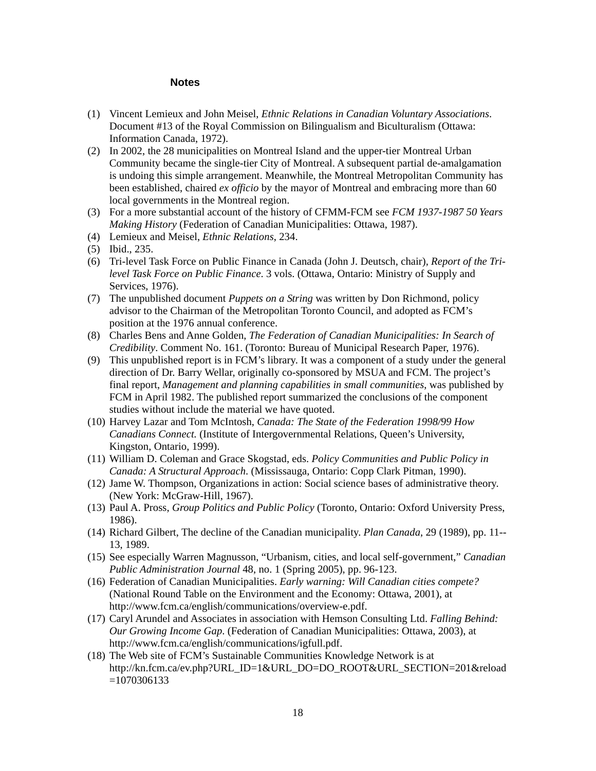## Notes

(1) Vincent Lemieux and John Meisel, *Ethnic Relations in Canadian Voluntary Associations*. Document #13 of the Royal Commission on Bilingualism and Biculturalism (Ottawa: Information Canada, 1972).

(2) In 2002, the 28 municipalities on Montreal Island and the upper-tier Montreal Urban Community became the single-tier City of Montreal. A subsequent partial de-amalgamation is undoing this simple arrangement. Meanwhile, the Montreal Metropolitan Community has been established, chaired *ex officio* by the mayor of Montreal and embracing more than 60 local governments in the Montreal region.

(3) For a more substantial account of the history of CFMM-FCM see *FCM 1937-1987 50 Years Making History* (Federation of Canadian Municipalities: Ottawa, 1987).

(4) Lemieux and Meisel, *Ethnic Relations*, 234.

(5) Ibid., 235.

(6) Tri-level Task Force on Public Finance in Canada (John J. Deutsch, chair), *Report of the Tri-level Task Force on Public Finance*. 3 vols. (Ottawa, Ontario: Ministry of Supply and Services, 1976).

(7) The unpublished document *Puppets on a String* was written by Don Richmond, policy advisor to the Chairman of the Metropolitan Toronto Council, and adopted as FCM's position at the 1976 annual conference.

(8) Charles Bens and Anne Golden, *The Federation of Canadian Municipalities: In Search of Credibility*. Comment No. 161. (Toronto: Bureau of Municipal Research Paper, 1976).

(9) This unpublished report is in FCM's library. It was a component of a study under the general direction of Dr. Barry Wellar, originally co-sponsored by MSUA and FCM. The project's final report, *Management and planning capabilities in small communities*, was published by FCM in April 1982. The published report summarized the conclusions of the component studies without include the material we have quoted.

(10) Harvey Lazar and Tom McIntosh, *Canada: The State of the Federation 1998/99 How Canadians Connect.* (Institute of Intergovernmental Relations, Queen's University, Kingston, Ontario, 1999).

(11) William D. Coleman and Grace Skogstad, eds. *Policy Communities and Public Policy in Canada: A Structural Approach*. (Mississauga, Ontario: Copp Clark Pitman, 1990).

(12) Jame W. Thompson, Organizations in action: Social science bases of administrative theory. (New York: McGraw-Hill, 1967).

(13) Paul A. Pross, *Group Politics and Public Policy* (Toronto, Ontario: Oxford University Press, 1986).

(14) Richard Gilbert, The decline of the Canadian municipality. *Plan Canada*, 29 (1989), pp. 11--13, 1989.

(15) See especially Warren Magnusson, "Urbanism, cities, and local self-government," *Canadian Public Administration Journal* 48, no. 1 (Spring 2005), pp. 96-123.

(16) Federation of Canadian Municipalities. *Early warning: Will Canadian cities compete?* (National Round Table on the Environment and the Economy: Ottawa, 2001), at http://www.fcm.ca/english/communications/overview-e.pdf.

(17) Caryl Arundel and Associates in association with Hemson Consulting Ltd. *Falling Behind: Our Growing Income Gap*. (Federation of Canadian Municipalities: Ottawa, 2003), at http://www.fcm.ca/english/communications/igfull.pdf.

(18) The Web site of FCM's Sustainable Communities Knowledge Network is at http://kn.fcm.ca/ev.php?URL_ID=1&URL_DO=DO_ROOT&URL_SECTION=201&reload=1070306133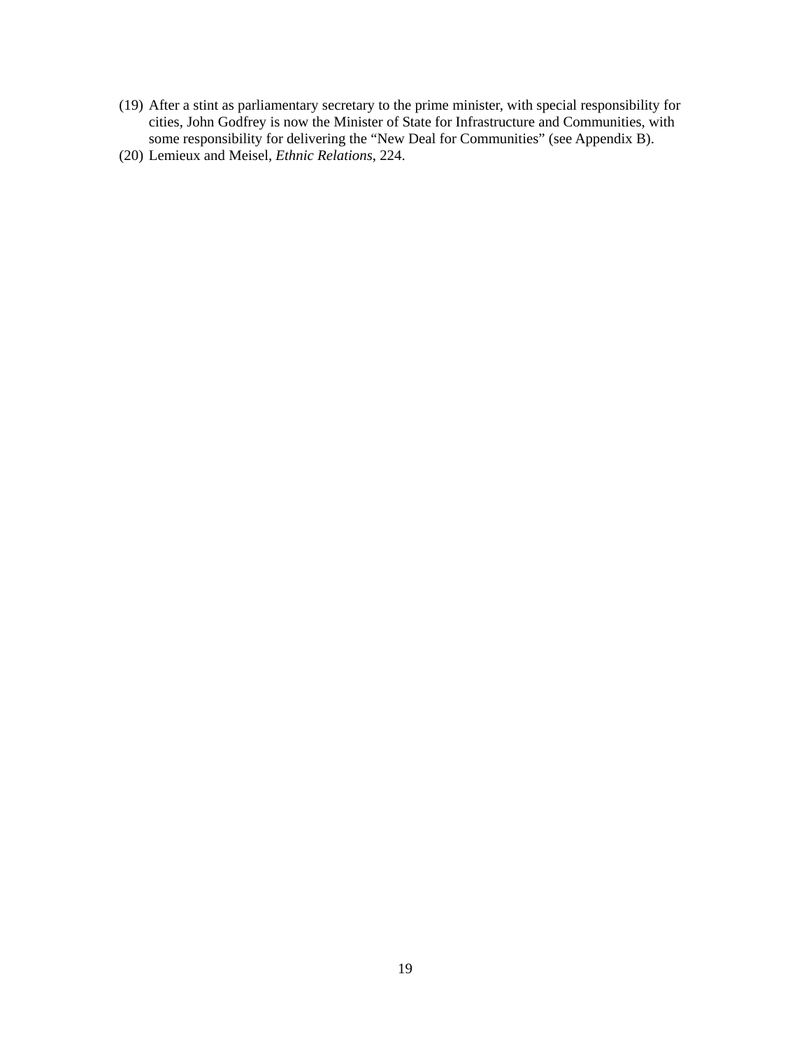(19) After a stint as parliamentary secretary to the prime minister, with special responsibility for cities, John Godfrey is now the Minister of State for Infrastructure and Communities, with some responsibility for delivering the "New Deal for Communities" (see Appendix B).

(20) Lemieux and Meisel, *Ethnic Relations*, 224.